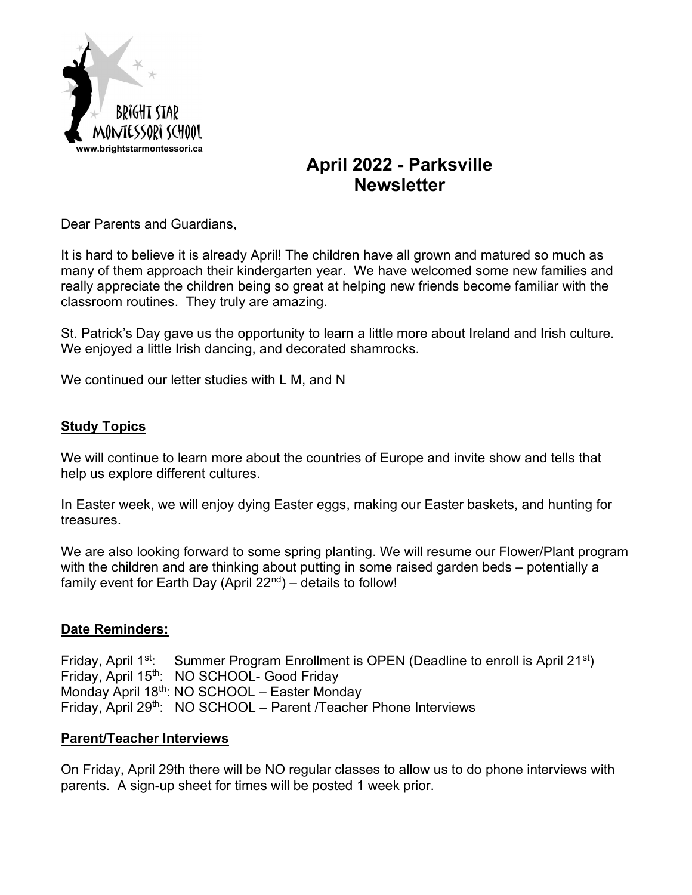BRIGHT STAR MONTESSORI SCHOOL
www.brightstarmontessori.ca

# April 2022 - Parksville Newsletter

Dear Parents and Guardians,

It is hard to believe it is already April! The children have all grown and matured so much as many of them approach their kindergarten year. We have welcomed some new families and really appreciate the children being so great at helping new friends become familiar with the classroom routines. They truly are amazing.

St. Patrick's Day gave us the opportunity to learn a little more about Ireland and Irish culture. We enjoyed a little Irish dancing, and decorated shamrocks.

We continued our letter studies with L M, and N

## Study Topics

We will continue to learn more about the countries of Europe and invite show and tells that help us explore different cultures.

In Easter week, we will enjoy dying Easter eggs, making our Easter baskets, and hunting for treasures.

We are also looking forward to some spring planting. We will resume our Flower/Plant program with the children and are thinking about putting in some raised garden beds – potentially a family event for Earth Day (April 22nd) – details to follow!

## Date Reminders:

Friday, April 1st: Summer Program Enrollment is OPEN (Deadline to enroll is April 21st)
Friday, April 15th: NO SCHOOL- Good Friday
Monday April 18th: NO SCHOOL – Easter Monday
Friday, April 29th: NO SCHOOL – Parent /Teacher Phone Interviews

## Parent/Teacher Interviews

On Friday, April 29th there will be NO regular classes to allow us to do phone interviews with parents. A sign-up sheet for times will be posted 1 week prior.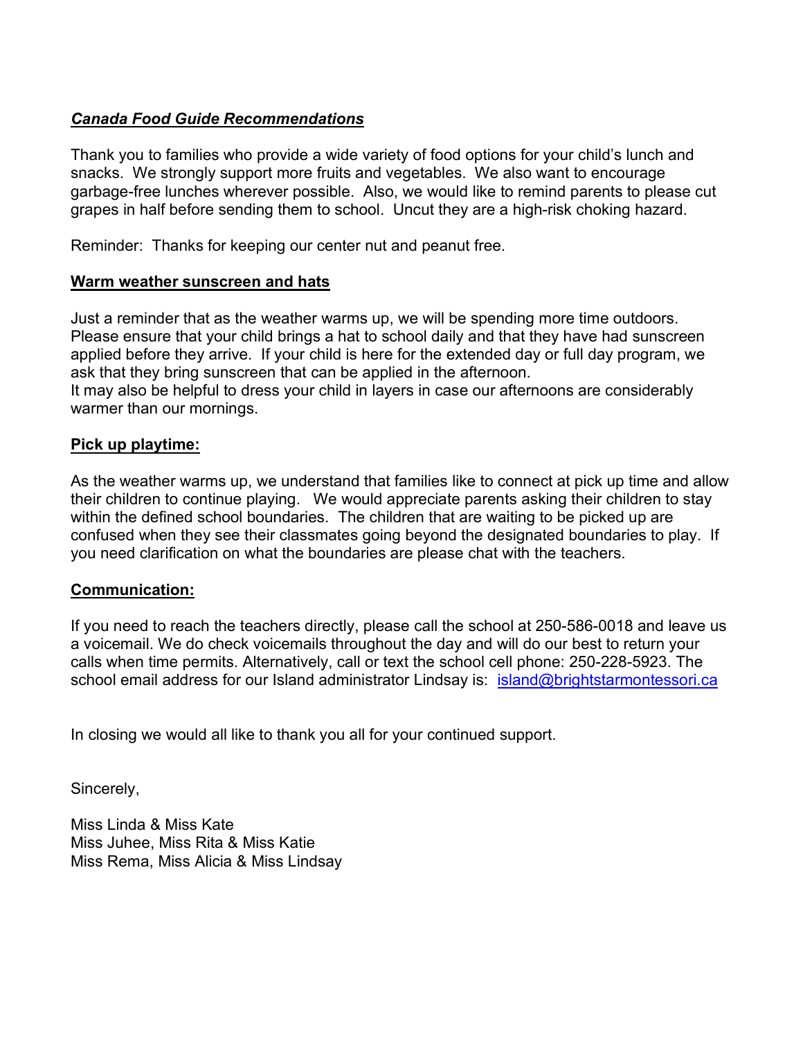***Canada Food Guide Recommendations***

Thank you to families who provide a wide variety of food options for your child's lunch and snacks. We strongly support more fruits and vegetables. We also want to encourage garbage-free lunches wherever possible. Also, we would like to remind parents to please cut grapes in half before sending them to school. Uncut they are a high-risk choking hazard.

Reminder: Thanks for keeping our center nut and peanut free.

**Warm weather sunscreen and hats**

Just a reminder that as the weather warms up, we will be spending more time outdoors. Please ensure that your child brings a hat to school daily and that they have had sunscreen applied before they arrive. If your child is here for the extended day or full day program, we ask that they bring sunscreen that can be applied in the afternoon.
It may also be helpful to dress your child in layers in case our afternoons are considerably warmer than our mornings.

**Pick up playtime:**

As the weather warms up, we understand that families like to connect at pick up time and allow their children to continue playing. We would appreciate parents asking their children to stay within the defined school boundaries. The children that are waiting to be picked up are confused when they see their classmates going beyond the designated boundaries to play. If you need clarification on what the boundaries are please chat with the teachers.

**Communication:**

If you need to reach the teachers directly, please call the school at 250-586-0018 and leave us a voicemail. We do check voicemails throughout the day and will do our best to return your calls when time permits. Alternatively, call or text the school cell phone: 250-228-5923. The school email address for our Island administrator Lindsay is: [island@brightstarmontessori.ca](mailto:island@brightstarmontessori.ca)

In closing we would all like to thank you all for your continued support.

Sincerely,

Miss Linda & Miss Kate
Miss Juhee, Miss Rita & Miss Katie
Miss Rema, Miss Alicia & Miss Lindsay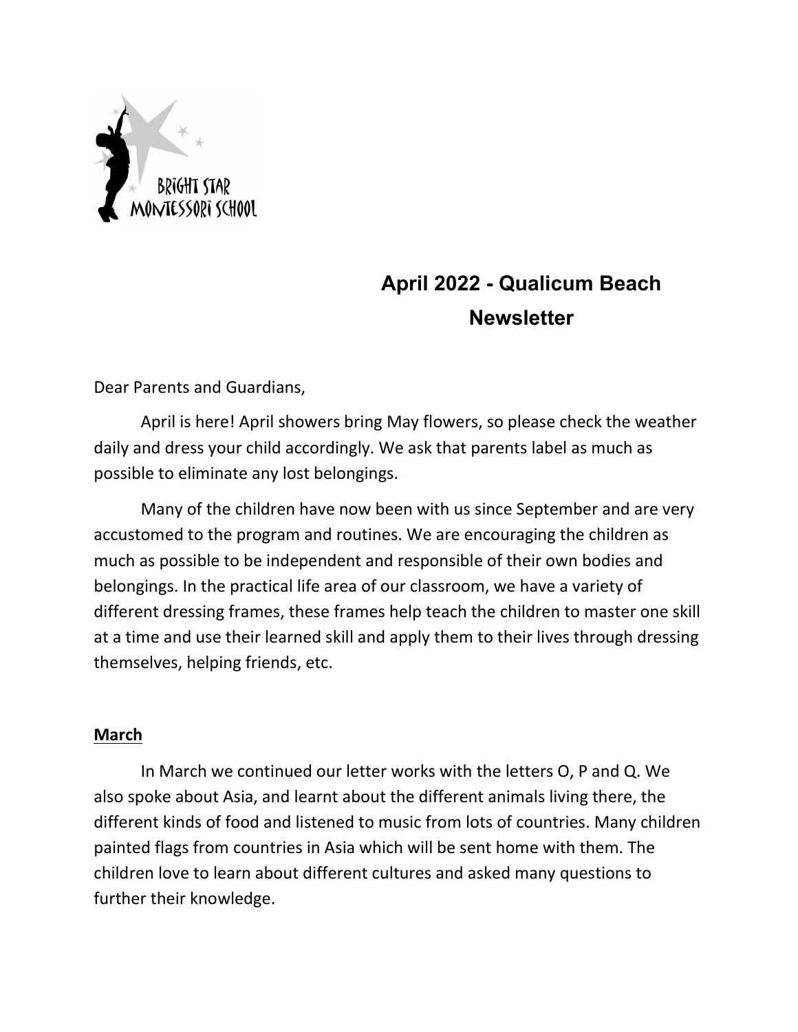# April 2022 - Qualicum Beach Newsletter

Dear Parents and Guardians,

April is here! April showers bring May flowers, so please check the weather daily and dress your child accordingly. We ask that parents label as much as possible to eliminate any lost belongings.

Many of the children have now been with us since September and are very accustomed to the program and routines. We are encouraging the children as much as possible to be independent and responsible of their own bodies and belongings. In the practical life area of our classroom, we have a variety of different dressing frames, these frames help teach the children to master one skill at a time and use their learned skill and apply them to their lives through dressing themselves, helping friends, etc.

## March

In March we continued our letter works with the letters O, P and Q. We also spoke about Asia, and learnt about the different animals living there, the different kinds of food and listened to music from lots of countries. Many children painted flags from countries in Asia which will be sent home with them. The children love to learn about different cultures and asked many questions to further their knowledge.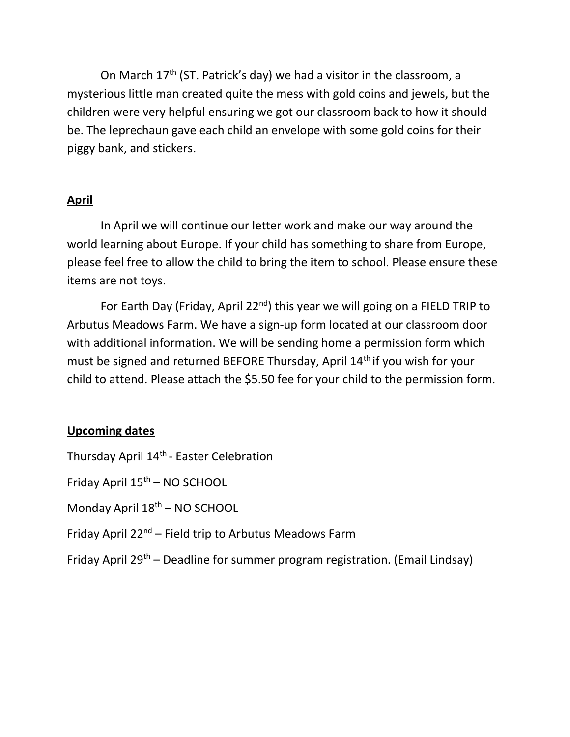On March 17th (ST. Patrick's day) we had a visitor in the classroom, a mysterious little man created quite the mess with gold coins and jewels, but the children were very helpful ensuring we got our classroom back to how it should be. The leprechaun gave each child an envelope with some gold coins for their piggy bank, and stickers.

## **April**

In April we will continue our letter work and make our way around the world learning about Europe. If your child has something to share from Europe, please feel free to allow the child to bring the item to school. Please ensure these items are not toys.

For Earth Day (Friday, April 22nd) this year we will going on a FIELD TRIP to Arbutus Meadows Farm. We have a sign-up form located at our classroom door with additional information. We will be sending home a permission form which must be signed and returned BEFORE Thursday, April 14th if you wish for your child to attend. Please attach the $5.50 fee for your child to the permission form.

## **Upcoming dates**

Thursday April 14th - Easter Celebration

Friday April 15th – NO SCHOOL

Monday April 18th – NO SCHOOL

Friday April 22nd – Field trip to Arbutus Meadows Farm

Friday April 29th – Deadline for summer program registration. (Email Lindsay)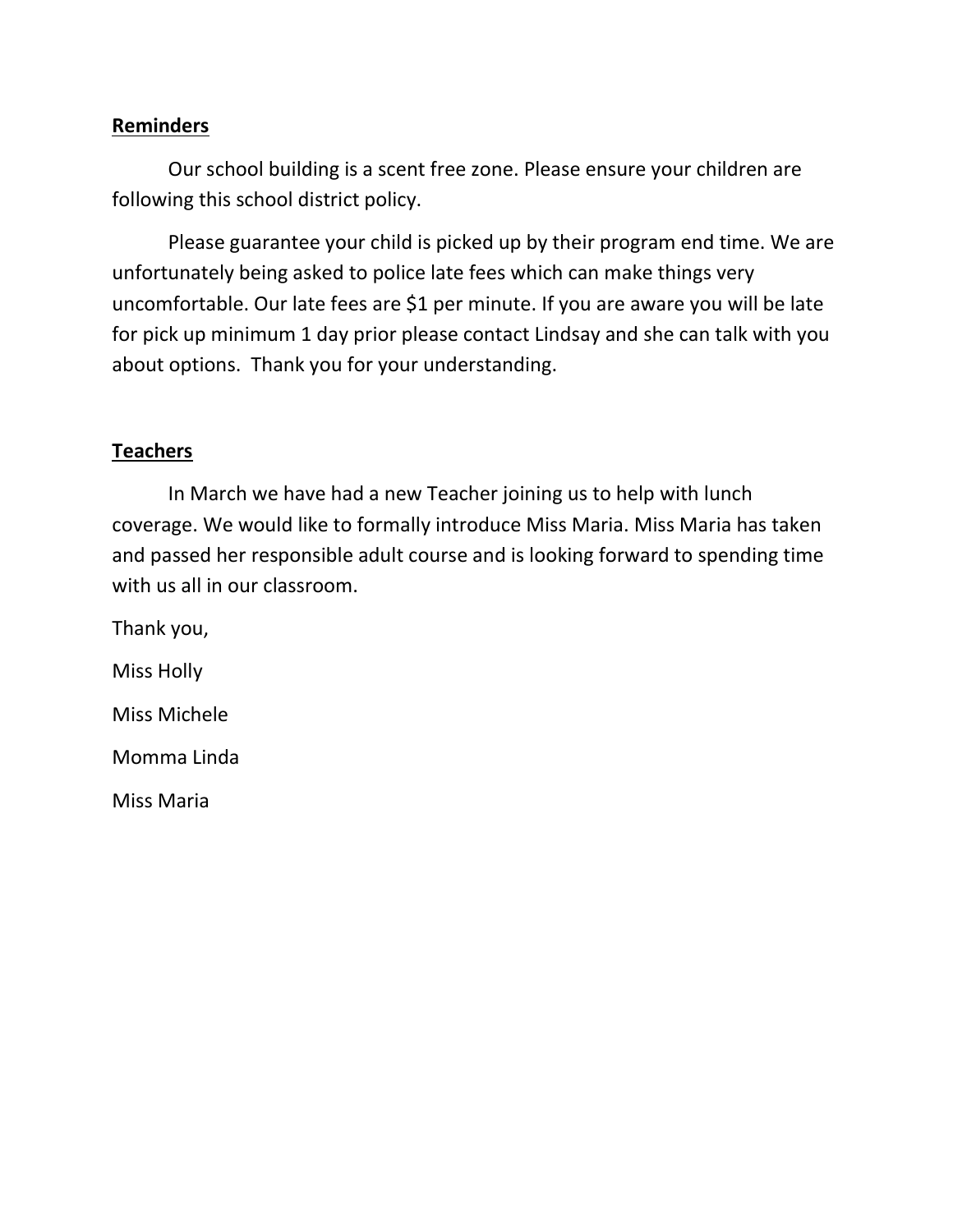**Reminders**

Our school building is a scent free zone. Please ensure your children are following this school district policy.

Please guarantee your child is picked up by their program end time. We are unfortunately being asked to police late fees which can make things very uncomfortable. Our late fees are $1 per minute. If you are aware you will be late for pick up minimum 1 day prior please contact Lindsay and she can talk with you about options. Thank you for your understanding.

**Teachers**

In March we have had a new Teacher joining us to help with lunch coverage. We would like to formally introduce Miss Maria. Miss Maria has taken and passed her responsible adult course and is looking forward to spending time with us all in our classroom.

Thank you,

Miss Holly

Miss Michele

Momma Linda

Miss Maria